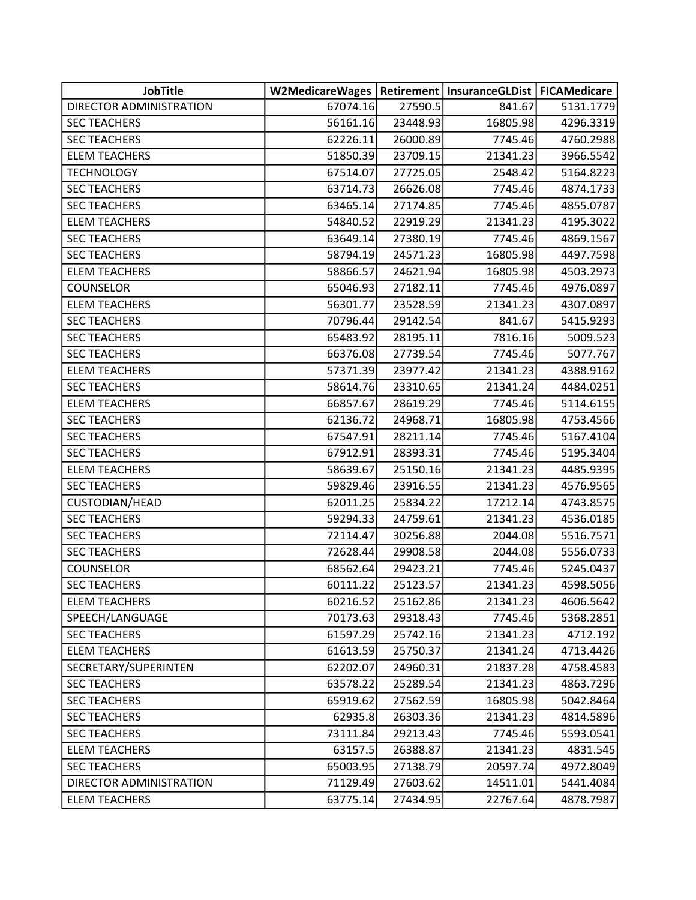| JobTitle | W2MedicareWages | Retirement | InsuranceGLDist | FICAMedicare |
|---|---|---|---|---|
| DIRECTOR ADMINISTRATION | 67074.16 | 27590.5 | 841.67 | 5131.1779 |
| SEC TEACHERS | 56161.16 | 23448.93 | 16805.98 | 4296.3319 |
| SEC TEACHERS | 62226.11 | 26000.89 | 7745.46 | 4760.2988 |
| ELEM TEACHERS | 51850.39 | 23709.15 | 21341.23 | 3966.5542 |
| TECHNOLOGY | 67514.07 | 27725.05 | 2548.42 | 5164.8223 |
| SEC TEACHERS | 63714.73 | 26626.08 | 7745.46 | 4874.1733 |
| SEC TEACHERS | 63465.14 | 27174.85 | 7745.46 | 4855.0787 |
| ELEM TEACHERS | 54840.52 | 22919.29 | 21341.23 | 4195.3022 |
| SEC TEACHERS | 63649.14 | 27380.19 | 7745.46 | 4869.1567 |
| SEC TEACHERS | 58794.19 | 24571.23 | 16805.98 | 4497.7598 |
| ELEM TEACHERS | 58866.57 | 24621.94 | 16805.98 | 4503.2973 |
| COUNSELOR | 65046.93 | 27182.11 | 7745.46 | 4976.0897 |
| ELEM TEACHERS | 56301.77 | 23528.59 | 21341.23 | 4307.0897 |
| SEC TEACHERS | 70796.44 | 29142.54 | 841.67 | 5415.9293 |
| SEC TEACHERS | 65483.92 | 28195.11 | 7816.16 | 5009.523 |
| SEC TEACHERS | 66376.08 | 27739.54 | 7745.46 | 5077.767 |
| ELEM TEACHERS | 57371.39 | 23977.42 | 21341.23 | 4388.9162 |
| SEC TEACHERS | 58614.76 | 23310.65 | 21341.24 | 4484.0251 |
| ELEM TEACHERS | 66857.67 | 28619.29 | 7745.46 | 5114.6155 |
| SEC TEACHERS | 62136.72 | 24968.71 | 16805.98 | 4753.4566 |
| SEC TEACHERS | 67547.91 | 28211.14 | 7745.46 | 5167.4104 |
| SEC TEACHERS | 67912.91 | 28393.31 | 7745.46 | 5195.3404 |
| ELEM TEACHERS | 58639.67 | 25150.16 | 21341.23 | 4485.9395 |
| SEC TEACHERS | 59829.46 | 23916.55 | 21341.23 | 4576.9565 |
| CUSTODIAN/HEAD | 62011.25 | 25834.22 | 17212.14 | 4743.8575 |
| SEC TEACHERS | 59294.33 | 24759.61 | 21341.23 | 4536.0185 |
| SEC TEACHERS | 72114.47 | 30256.88 | 2044.08 | 5516.7571 |
| SEC TEACHERS | 72628.44 | 29908.58 | 2044.08 | 5556.0733 |
| COUNSELOR | 68562.64 | 29423.21 | 7745.46 | 5245.0437 |
| SEC TEACHERS | 60111.22 | 25123.57 | 21341.23 | 4598.5056 |
| ELEM TEACHERS | 60216.52 | 25162.86 | 21341.23 | 4606.5642 |
| SPEECH/LANGUAGE | 70173.63 | 29318.43 | 7745.46 | 5368.2851 |
| SEC TEACHERS | 61597.29 | 25742.16 | 21341.23 | 4712.192 |
| ELEM TEACHERS | 61613.59 | 25750.37 | 21341.24 | 4713.4426 |
| SECRETARY/SUPERINTEN | 62202.07 | 24960.31 | 21837.28 | 4758.4583 |
| SEC TEACHERS | 63578.22 | 25289.54 | 21341.23 | 4863.7296 |
| SEC TEACHERS | 65919.62 | 27562.59 | 16805.98 | 5042.8464 |
| SEC TEACHERS | 62935.8 | 26303.36 | 21341.23 | 4814.5896 |
| SEC TEACHERS | 73111.84 | 29213.43 | 7745.46 | 5593.0541 |
| ELEM TEACHERS | 63157.5 | 26388.87 | 21341.23 | 4831.545 |
| SEC TEACHERS | 65003.95 | 27138.79 | 20597.74 | 4972.8049 |
| DIRECTOR ADMINISTRATION | 71129.49 | 27603.62 | 14511.01 | 5441.4084 |
| ELEM TEACHERS | 63775.14 | 27434.95 | 22767.64 | 4878.7987 |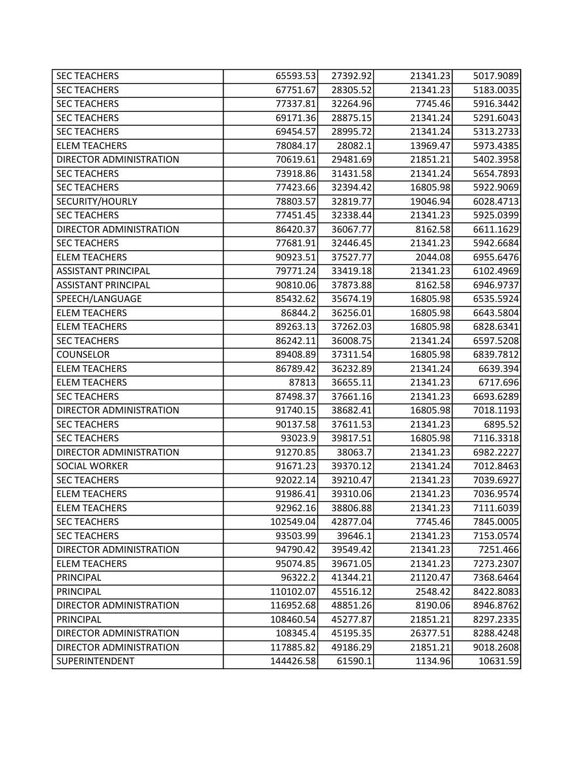| | | | | |
|---|---|---|---|---|
| SEC TEACHERS | 65593.53 | 27392.92 | 21341.23 | 5017.9089 |
| SEC TEACHERS | 67751.67 | 28305.52 | 21341.23 | 5183.0035 |
| SEC TEACHERS | 77337.81 | 32264.96 | 7745.46 | 5916.3442 |
| SEC TEACHERS | 69171.36 | 28875.15 | 21341.24 | 5291.6043 |
| SEC TEACHERS | 69454.57 | 28995.72 | 21341.24 | 5313.2733 |
| ELEM TEACHERS | 78084.17 | 28082.1 | 13969.47 | 5973.4385 |
| DIRECTOR ADMINISTRATION | 70619.61 | 29481.69 | 21851.21 | 5402.3958 |
| SEC TEACHERS | 73918.86 | 31431.58 | 21341.24 | 5654.7893 |
| SEC TEACHERS | 77423.66 | 32394.42 | 16805.98 | 5922.9069 |
| SECURITY/HOURLY | 78803.57 | 32819.77 | 19046.94 | 6028.4713 |
| SEC TEACHERS | 77451.45 | 32338.44 | 21341.23 | 5925.0399 |
| DIRECTOR ADMINISTRATION | 86420.37 | 36067.77 | 8162.58 | 6611.1629 |
| SEC TEACHERS | 77681.91 | 32446.45 | 21341.23 | 5942.6684 |
| ELEM TEACHERS | 90923.51 | 37527.77 | 2044.08 | 6955.6476 |
| ASSISTANT PRINCIPAL | 79771.24 | 33419.18 | 21341.23 | 6102.4969 |
| ASSISTANT PRINCIPAL | 90810.06 | 37873.88 | 8162.58 | 6946.9737 |
| SPEECH/LANGUAGE | 85432.62 | 35674.19 | 16805.98 | 6535.5924 |
| ELEM TEACHERS | 86844.2 | 36256.01 | 16805.98 | 6643.5804 |
| ELEM TEACHERS | 89263.13 | 37262.03 | 16805.98 | 6828.6341 |
| SEC TEACHERS | 86242.11 | 36008.75 | 21341.24 | 6597.5208 |
| COUNSELOR | 89408.89 | 37311.54 | 16805.98 | 6839.7812 |
| ELEM TEACHERS | 86789.42 | 36232.89 | 21341.24 | 6639.394 |
| ELEM TEACHERS | 87813 | 36655.11 | 21341.23 | 6717.696 |
| SEC TEACHERS | 87498.37 | 37661.16 | 21341.23 | 6693.6289 |
| DIRECTOR ADMINISTRATION | 91740.15 | 38682.41 | 16805.98 | 7018.1193 |
| SEC TEACHERS | 90137.58 | 37611.53 | 21341.23 | 6895.52 |
| SEC TEACHERS | 93023.9 | 39817.51 | 16805.98 | 7116.3318 |
| DIRECTOR ADMINISTRATION | 91270.85 | 38063.7 | 21341.23 | 6982.2227 |
| SOCIAL WORKER | 91671.23 | 39370.12 | 21341.24 | 7012.8463 |
| SEC TEACHERS | 92022.14 | 39210.47 | 21341.23 | 7039.6927 |
| ELEM TEACHERS | 91986.41 | 39310.06 | 21341.23 | 7036.9574 |
| ELEM TEACHERS | 92962.16 | 38806.88 | 21341.23 | 7111.6039 |
| SEC TEACHERS | 102549.04 | 42877.04 | 7745.46 | 7845.0005 |
| SEC TEACHERS | 93503.99 | 39646.1 | 21341.23 | 7153.0574 |
| DIRECTOR ADMINISTRATION | 94790.42 | 39549.42 | 21341.23 | 7251.466 |
| ELEM TEACHERS | 95074.85 | 39671.05 | 21341.23 | 7273.2307 |
| PRINCIPAL | 96322.2 | 41344.21 | 21120.47 | 7368.6464 |
| PRINCIPAL | 110102.07 | 45516.12 | 2548.42 | 8422.8083 |
| DIRECTOR ADMINISTRATION | 116952.68 | 48851.26 | 8190.06 | 8946.8762 |
| PRINCIPAL | 108460.54 | 45277.87 | 21851.21 | 8297.2335 |
| DIRECTOR ADMINISTRATION | 108345.4 | 45195.35 | 26377.51 | 8288.4248 |
| DIRECTOR ADMINISTRATION | 117885.82 | 49186.29 | 21851.21 | 9018.2608 |
| SUPERINTENDENT | 144426.58 | 61590.1 | 1134.96 | 10631.59 |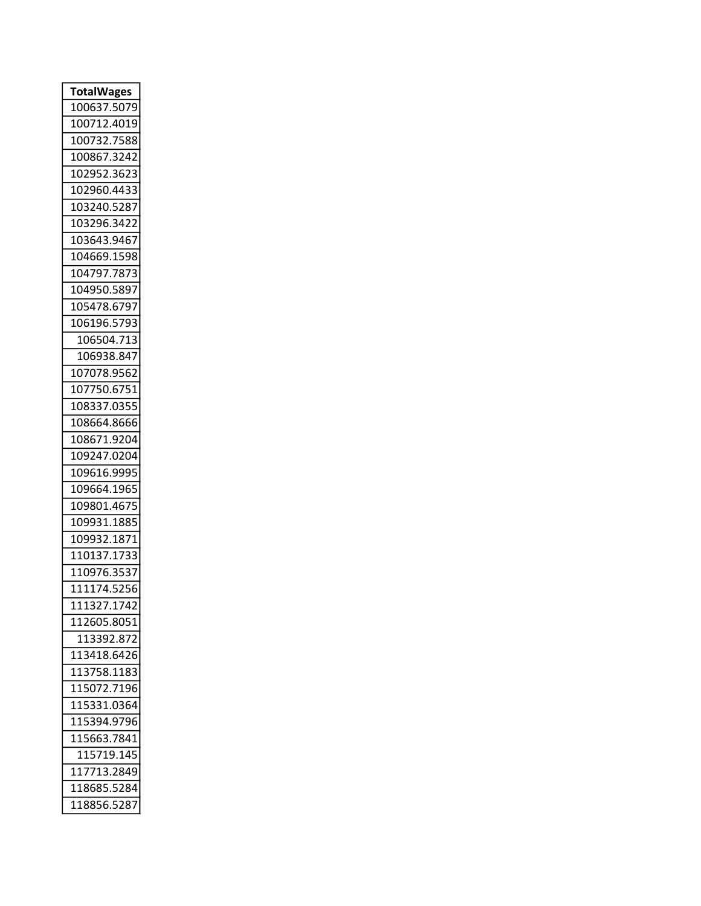| TotalWages |
|---|
| 100637.5079 |
| 100712.4019 |
| 100732.7588 |
| 100867.3242 |
| 102952.3623 |
| 102960.4433 |
| 103240.5287 |
| 103296.3422 |
| 103643.9467 |
| 104669.1598 |
| 104797.7873 |
| 104950.5897 |
| 105478.6797 |
| 106196.5793 |
| 106504.713 |
| 106938.847 |
| 107078.9562 |
| 107750.6751 |
| 108337.0355 |
| 108664.8666 |
| 108671.9204 |
| 109247.0204 |
| 109616.9995 |
| 109664.1965 |
| 109801.4675 |
| 109931.1885 |
| 109932.1871 |
| 110137.1733 |
| 110976.3537 |
| 111174.5256 |
| 111327.1742 |
| 112605.8051 |
| 113392.872 |
| 113418.6426 |
| 113758.1183 |
| 115072.7196 |
| 115331.0364 |
| 115394.9796 |
| 115663.7841 |
| 115719.145 |
| 117713.2849 |
| 118685.5284 |
| 118856.5287 |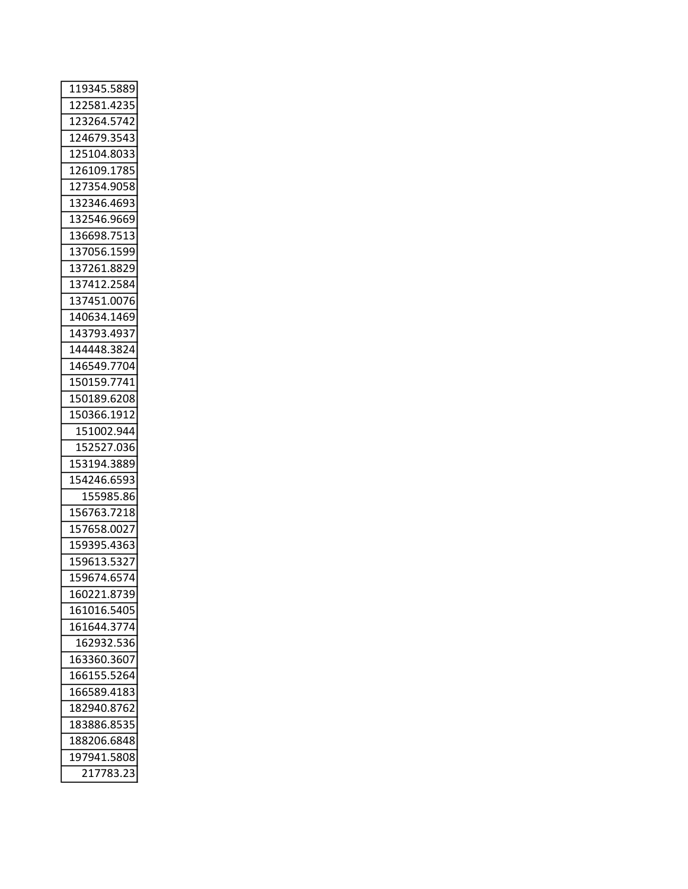| |
|---|
| 119345.5889 |
| 122581.4235 |
| 123264.5742 |
| 124679.3543 |
| 125104.8033 |
| 126109.1785 |
| 127354.9058 |
| 132346.4693 |
| 132546.9669 |
| 136698.7513 |
| 137056.1599 |
| 137261.8829 |
| 137412.2584 |
| 137451.0076 |
| 140634.1469 |
| 143793.4937 |
| 144448.3824 |
| 146549.7704 |
| 150159.7741 |
| 150189.6208 |
| 150366.1912 |
| 151002.944 |
| 152527.036 |
| 153194.3889 |
| 154246.6593 |
| 155985.86 |
| 156763.7218 |
| 157658.0027 |
| 159395.4363 |
| 159613.5327 |
| 159674.6574 |
| 160221.8739 |
| 161016.5405 |
| 161644.3774 |
| 162932.536 |
| 163360.3607 |
| 166155.5264 |
| 166589.4183 |
| 182940.8762 |
| 183886.8535 |
| 188206.6848 |
| 197941.5808 |
| 217783.23 |